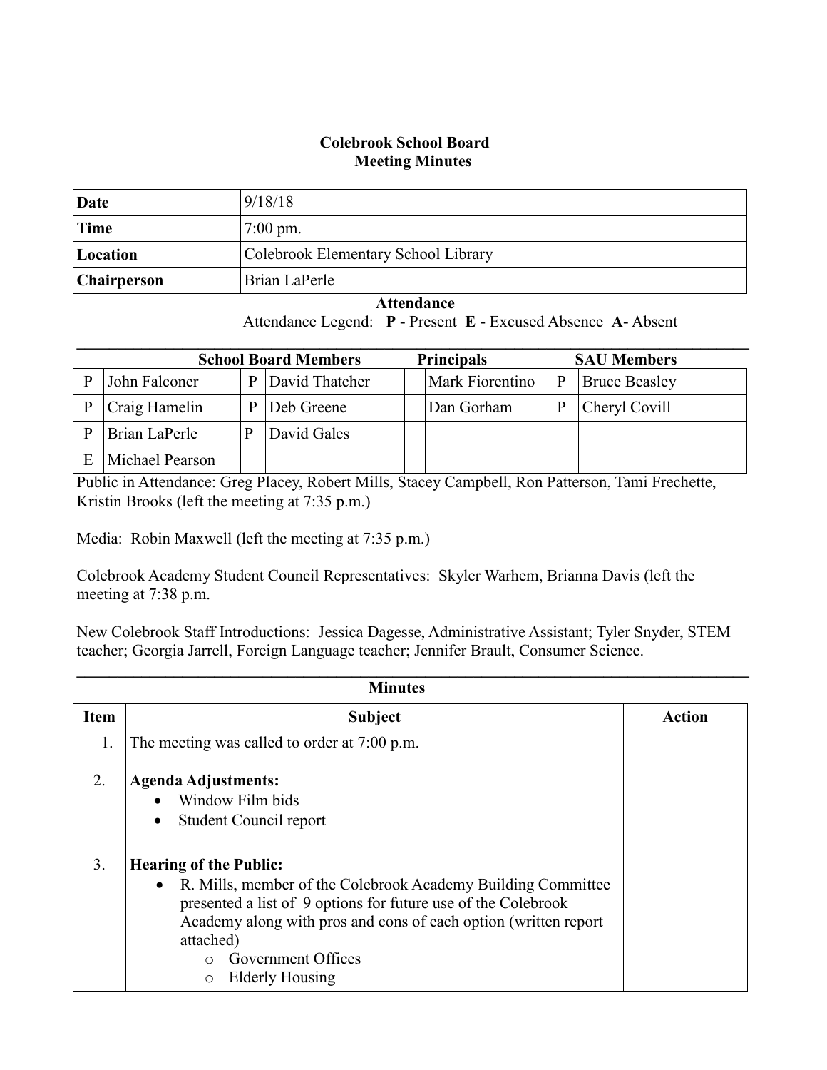# Colebrook School Board
## Meeting Minutes

| Date | 9/18/18 |
|---|---|
| Time | 7:00 pm. |
| Location | Colebrook Elementary School Library |
| Chairperson | Brian LaPerle |

**Attendance**

Attendance Legend: **P** - Present **E** - Excused Absence **A**- Absent

| School Board Members | | | | Principals | | SAU Members | |
|---|---|---|---|---|---|---|---|
| P | John Falconer | P | David Thatcher | | Mark Fiorentino | P | Bruce Beasley |
| P | Craig Hamelin | P | Deb Greene | | Dan Gorham | P | Cheryl Covill |
| P | Brian LaPerle | P | David Gales | | | | |
| E | Michael Pearson | | | | | | |

Public in Attendance: Greg Placey, Robert Mills, Stacey Campbell, Ron Patterson, Tami Frechette, Kristin Brooks (left the meeting at 7:35 p.m.)

Media: Robin Maxwell (left the meeting at 7:35 p.m.)

Colebrook Academy Student Council Representatives: Skyler Warhem, Brianna Davis (left the meeting at 7:38 p.m.

New Colebrook Staff Introductions: Jessica Dagesse, Administrative Assistant; Tyler Snyder, STEM teacher; Georgia Jarrell, Foreign Language teacher; Jennifer Brault, Consumer Science.

**Minutes**

| Item | Subject | Action |
|---|---|---|
| 1. | The meeting was called to order at 7:00 p.m. | |
| 2. | **Agenda Adjustments:**<br>• Window Film bids<br>• Student Council report | |
| 3. | **Hearing of the Public:**<br>• R. Mills, member of the Colebrook Academy Building Committee presented a list of 9 options for future use of the Colebrook Academy along with pros and cons of each option (written report attached)<br>&nbsp;&nbsp;&nbsp;&nbsp;o Government Offices<br>&nbsp;&nbsp;&nbsp;&nbsp;o Elderly Housing | |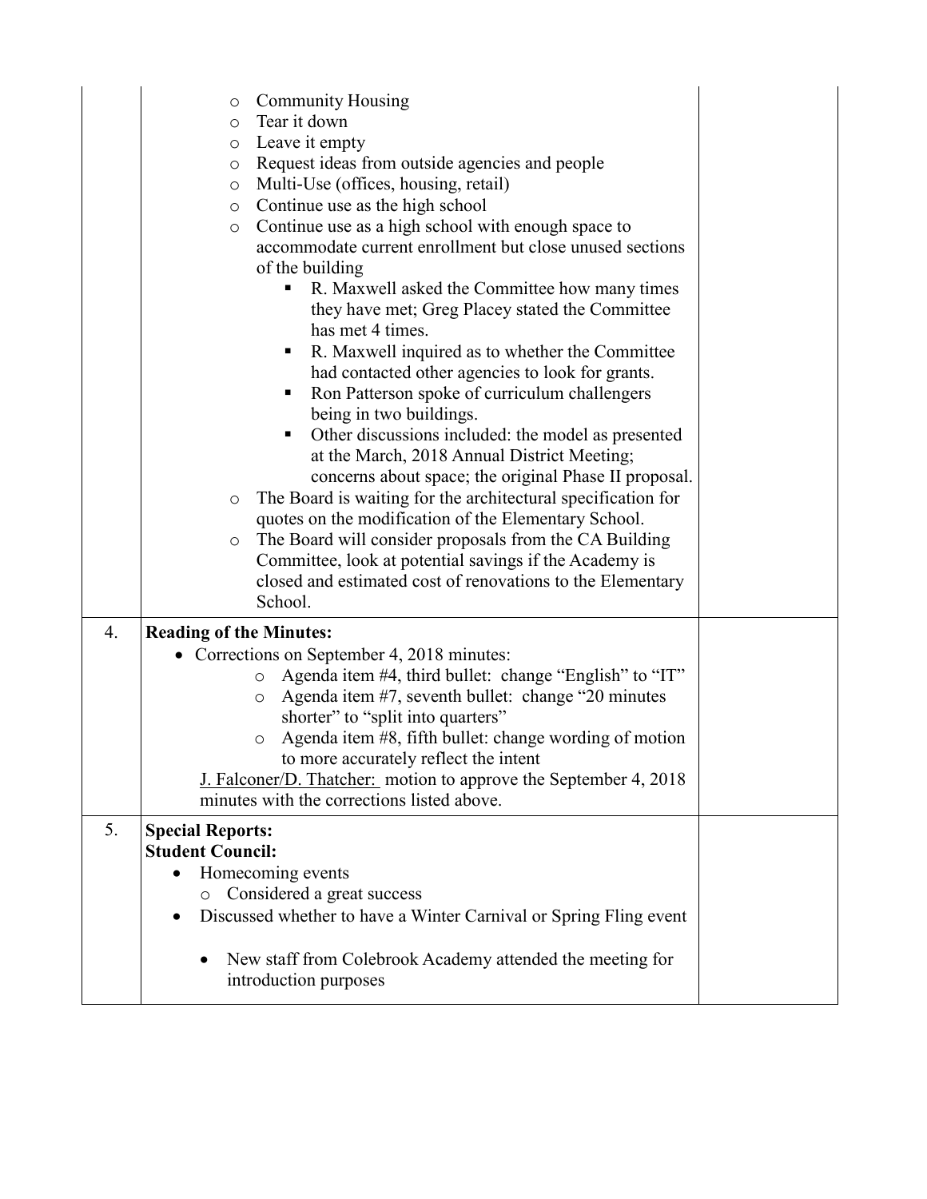| | | |
|---|---|---|
| | <ul><li>Community Housing</li><li>Tear it down</li><li>Leave it empty</li><li>Request ideas from outside agencies and people</li><li>Multi-Use (offices, housing, retail)</li><li>Continue use as the high school</li><li>Continue use as a high school with enough space to accommodate current enrollment but close unused sections of the building<ul><li>R. Maxwell asked the Committee how many times they have met; Greg Placey stated the Committee has met 4 times.</li><li>R. Maxwell inquired as to whether the Committee had contacted other agencies to look for grants.</li><li>Ron Patterson spoke of curriculum challengers being in two buildings.</li><li>Other discussions included: the model as presented at the March, 2018 Annual District Meeting; concerns about space; the original Phase II proposal.</li></ul></li><li>The Board is waiting for the architectural specification for quotes on the modification of the Elementary School.</li><li>The Board will consider proposals from the CA Building Committee, look at potential savings if the Academy is closed and estimated cost of renovations to the Elementary School.</li></ul> | |
| 4. | **Reading of the Minutes:**<ul><li>Corrections on September 4, 2018 minutes:<ul><li>Agenda item #4, third bullet: change "English" to "IT"</li><li>Agenda item #7, seventh bullet: change "20 minutes shorter" to "split into quarters"</li><li>Agenda item #8, fifth bullet: change wording of motion to more accurately reflect the intent</li></ul></li></ul><u>J. Falconer/D. Thatcher:</u> motion to approve the September 4, 2018 minutes with the corrections listed above. | |
| 5. | **Special Reports:**<br>**Student Council:**<ul><li>Homecoming events<ul><li>Considered a great success</li></ul></li><li>Discussed whether to have a Winter Carnival or Spring Fling event<ul><li>New staff from Colebrook Academy attended the meeting for introduction purposes</li></ul></li></ul> | |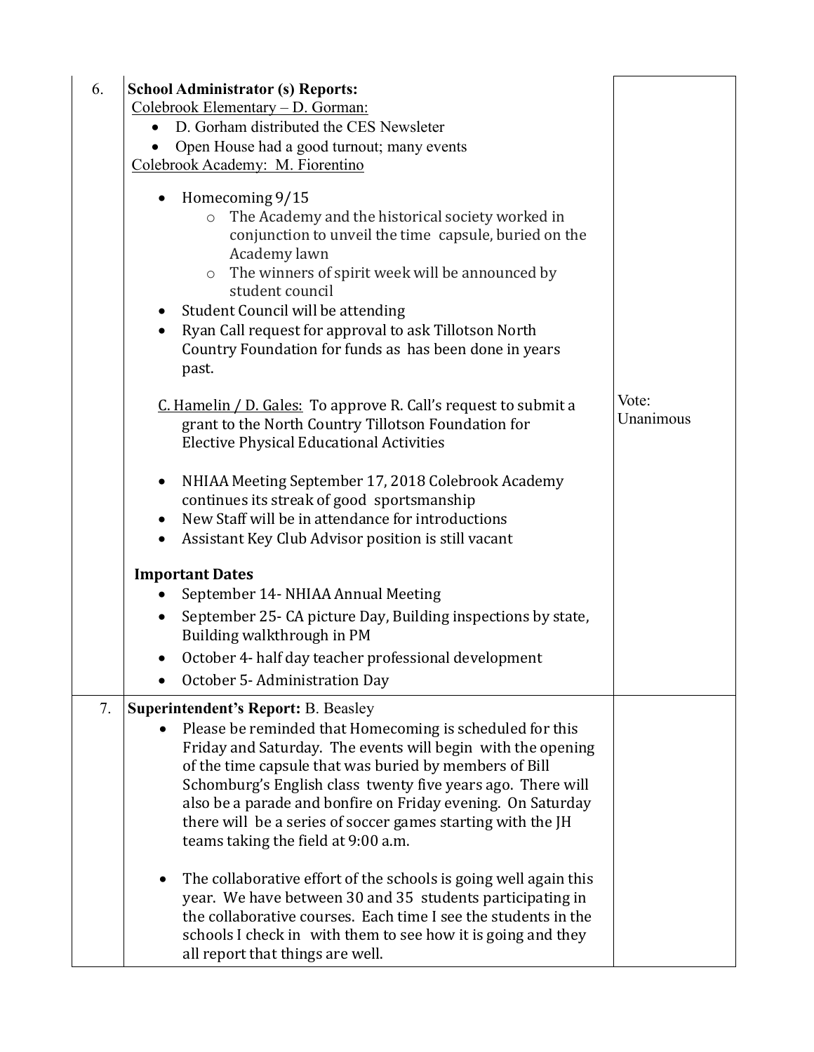| | | |
|---|---|---|
| 6. | **School Administrator (s) Reports:**<br>Colebrook Elementary – D. Gorman:<br>• D. Gorham distributed the CES Newsleter<br>• Open House had a good turnout; many events<br>Colebrook Academy: M. Fiorentino<br>• Homecoming 9/15<br>  ○ The Academy and the historical society worked in conjunction to unveil the time capsule, buried on the Academy lawn<br>  ○ The winners of spirit week will be announced by student council<br>• Student Council will be attending<br>• Ryan Call request for approval to ask Tillotson North Country Foundation for funds as has been done in years past.<br><br>C. Hamelin / D. Gales: To approve R. Call's request to submit a grant to the North Country Tillotson Foundation for Elective Physical Educational Activities<br><br>• NHIAA Meeting September 17, 2018 Colebrook Academy continues its streak of good sportsmanship<br>• New Staff will be in attendance for introductions<br>• Assistant Key Club Advisor position is still vacant<br><br>**Important Dates**<br>• September 14- NHIAA Annual Meeting<br>• September 25- CA picture Day, Building inspections by state, Building walkthrough in PM<br>• October 4- half day teacher professional development<br>• October 5- Administration Day | Vote: Unanimous |
| 7. | **Superintendent's Report:** B. Beasley<br>• Please be reminded that Homecoming is scheduled for this Friday and Saturday. The events will begin with the opening of the time capsule that was buried by members of Bill Schomburg's English class twenty five years ago. There will also be a parade and bonfire on Friday evening. On Saturday there will be a series of soccer games starting with the JH teams taking the field at 9:00 a.m.<br><br>• The collaborative effort of the schools is going well again this year. We have between 30 and 35 students participating in the collaborative courses. Each time I see the students in the schools I check in with them to see how it is going and they all report that things are well. | |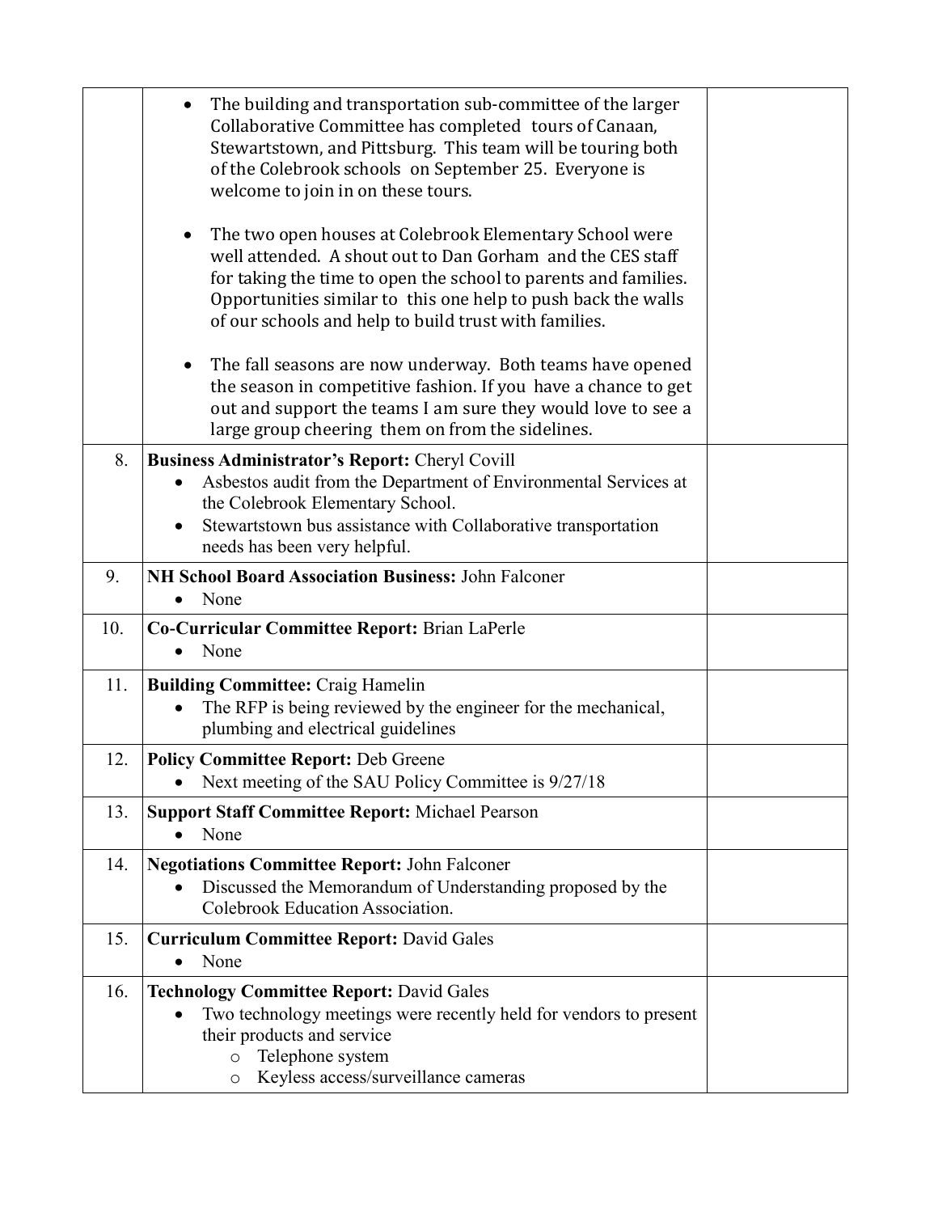| | | |
|---|---|---|
| | • The building and transportation sub-committee of the larger Collaborative Committee has completed tours of Canaan, Stewartstown, and Pittsburg. This team will be touring both of the Colebrook schools on September 25. Everyone is welcome to join in on these tours.<br><br>• The two open houses at Colebrook Elementary School were well attended. A shout out to Dan Gorham and the CES staff for taking the time to open the school to parents and families. Opportunities similar to this one help to push back the walls of our schools and help to build trust with families.<br><br>• The fall seasons are now underway. Both teams have opened the season in competitive fashion. If you have a chance to get out and support the teams I am sure they would love to see a large group cheering them on from the sidelines. | |
| 8. | **Business Administrator's Report:** Cheryl Covill<br>• Asbestos audit from the Department of Environmental Services at the Colebrook Elementary School.<br>• Stewartstown bus assistance with Collaborative transportation needs has been very helpful. | |
| 9. | **NH School Board Association Business:** John Falconer<br>• None | |
| 10. | **Co-Curricular Committee Report:** Brian LaPerle<br>• None | |
| 11. | **Building Committee:** Craig Hamelin<br>• The RFP is being reviewed by the engineer for the mechanical, plumbing and electrical guidelines | |
| 12. | **Policy Committee Report:** Deb Greene<br>• Next meeting of the SAU Policy Committee is 9/27/18 | |
| 13. | **Support Staff Committee Report:** Michael Pearson<br>• None | |
| 14. | **Negotiations Committee Report:** John Falconer<br>• Discussed the Memorandum of Understanding proposed by the Colebrook Education Association. | |
| 15. | **Curriculum Committee Report:** David Gales<br>• None | |
| 16. | **Technology Committee Report:** David Gales<br>• Two technology meetings were recently held for vendors to present their products and service<br>&nbsp;&nbsp;&nbsp;&nbsp;o Telephone system<br>&nbsp;&nbsp;&nbsp;&nbsp;o Keyless access/surveillance cameras | |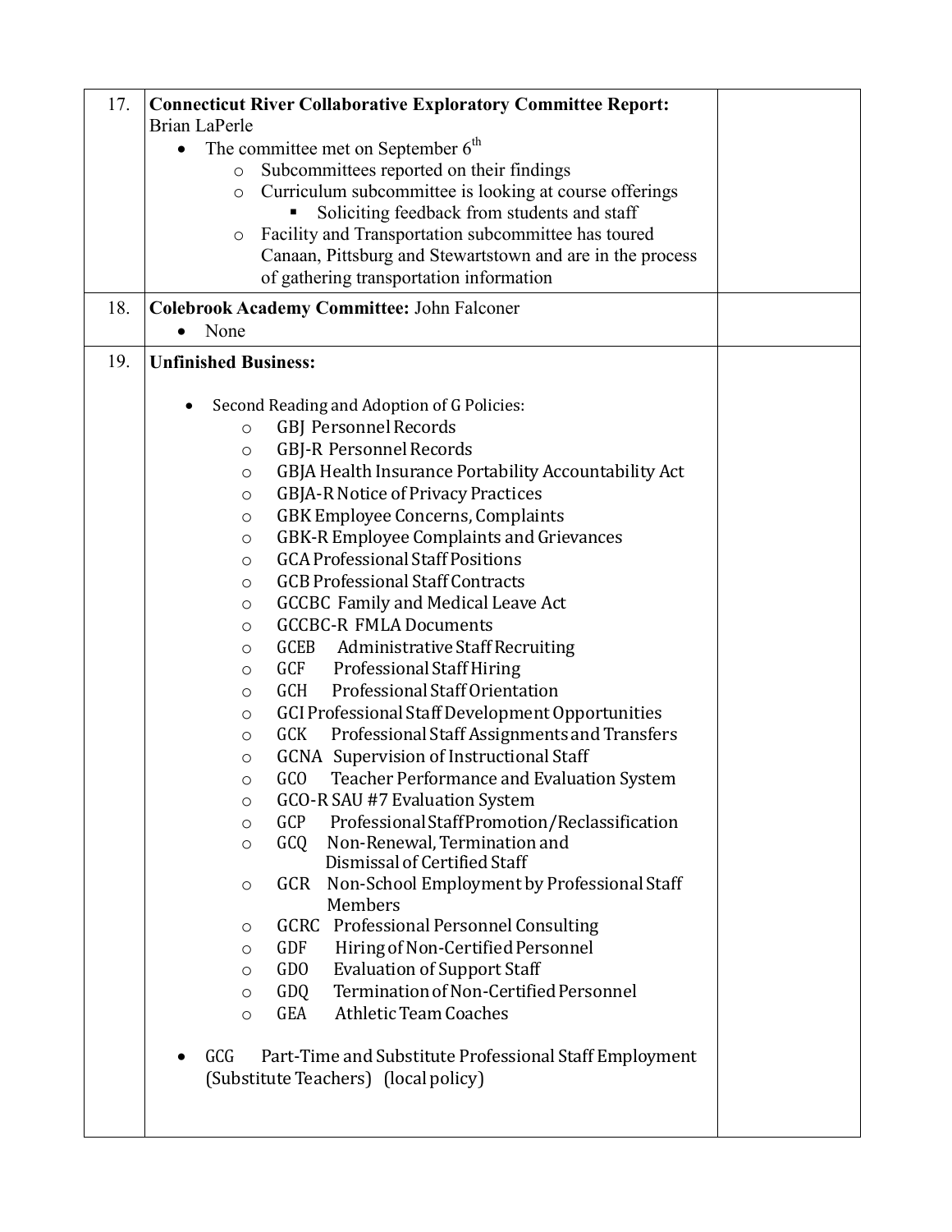| | | |
|---|---|---|
| 17. | **Connecticut River Collaborative Exploratory Committee Report:** Brian LaPerle<br>• The committee met on September 6th<br>  ○ Subcommittees reported on their findings<br>  ○ Curriculum subcommittee is looking at course offerings<br>    ▪ Soliciting feedback from students and staff<br>  ○ Facility and Transportation subcommittee has toured Canaan, Pittsburg and Stewartstown and are in the process of gathering transportation information | |
| 18. | **Colebrook Academy Committee:** John Falconer<br>• None | |
| 19. | **Unfinished Business:**<br><br>• Second Reading and Adoption of G Policies:<br>  ○ GBJ Personnel Records<br>  ○ GBJ-R Personnel Records<br>  ○ GBJA Health Insurance Portability Accountability Act<br>  ○ GBJA-R Notice of Privacy Practices<br>  ○ GBK Employee Concerns, Complaints<br>  ○ GBK-R Employee Complaints and Grievances<br>  ○ GCA Professional Staff Positions<br>  ○ GCB Professional Staff Contracts<br>  ○ GCCBC Family and Medical Leave Act<br>  ○ GCCBC-R FMLA Documents<br>  ○ GCEB Administrative Staff Recruiting<br>  ○ GCF Professional Staff Hiring<br>  ○ GCH Professional Staff Orientation<br>  ○ GCI Professional Staff Development Opportunities<br>  ○ GCK Professional Staff Assignments and Transfers<br>  ○ GCNA Supervision of Instructional Staff<br>  ○ GCO Teacher Performance and Evaluation System<br>  ○ GCO-R SAU #7 Evaluation System<br>  ○ GCP Professional Staff Promotion/Reclassification<br>  ○ GCQ Non-Renewal, Termination and Dismissal of Certified Staff<br>  ○ GCR Non-School Employment by Professional Staff Members<br>  ○ GCRC Professional Personnel Consulting<br>  ○ GDF Hiring of Non-Certified Personnel<br>  ○ GDO Evaluation of Support Staff<br>  ○ GDQ Termination of Non-Certified Personnel<br>  ○ GEA Athletic Team Coaches<br><br>• GCG Part-Time and Substitute Professional Staff Employment (Substitute Teachers) (local policy) | |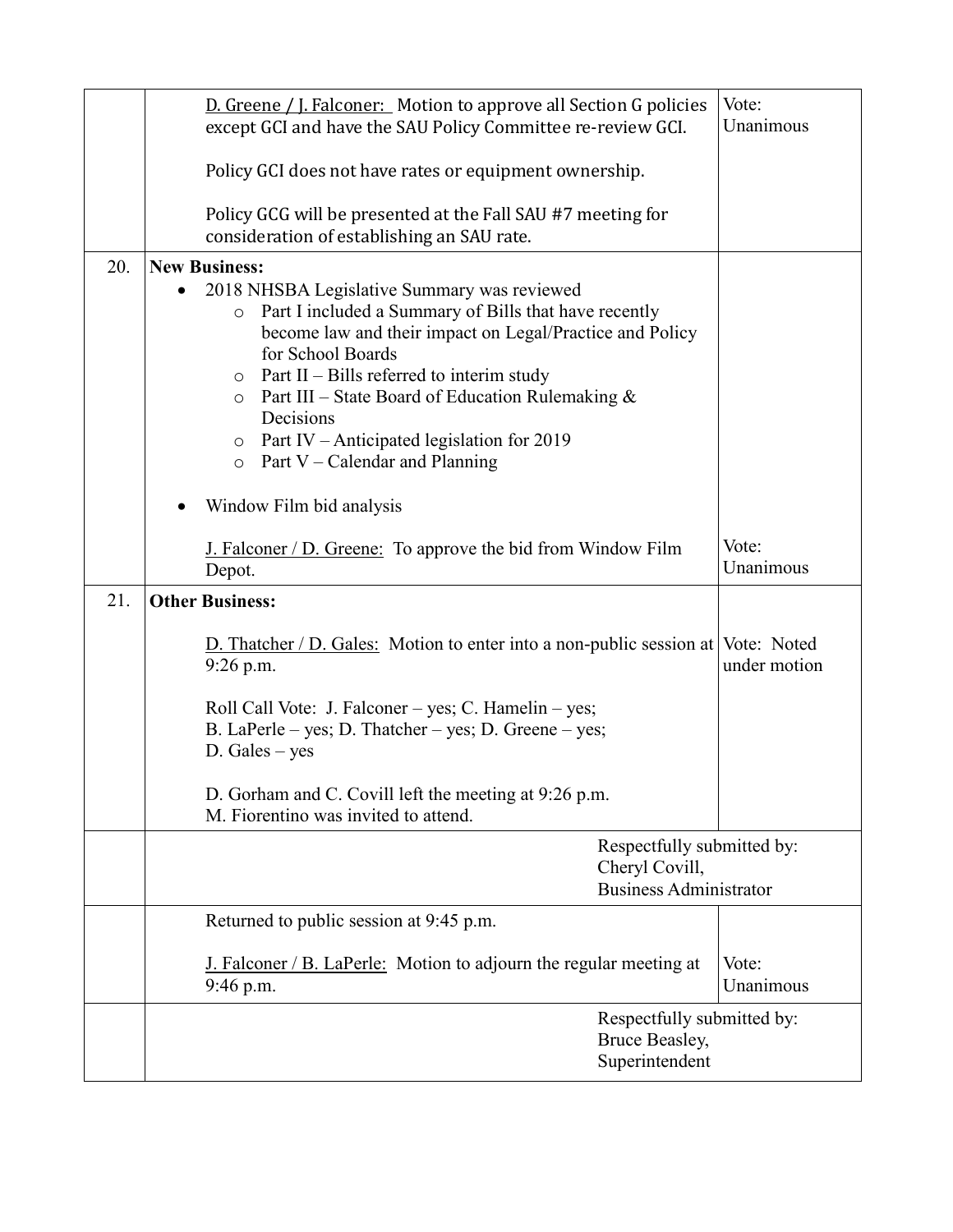| | | |
|---|---|---|
| | D. Greene / J. Falconer: Motion to approve all Section G policies except GCI and have the SAU Policy Committee re-review GCI.<br><br>Policy GCI does not have rates or equipment ownership.<br><br>Policy GCG will be presented at the Fall SAU #7 meeting for consideration of establishing an SAU rate. | Vote: Unanimous |
| 20. | **New Business:**<br>• 2018 NHSBA Legislative Summary was reviewed<br>  o Part I included a Summary of Bills that have recently become law and their impact on Legal/Practice and Policy for School Boards<br>  o Part II – Bills referred to interim study<br>  o Part III – State Board of Education Rulemaking & Decisions<br>  o Part IV – Anticipated legislation for 2019<br>  o Part V – Calendar and Planning<br><br>• Window Film bid analysis<br><br>J. Falconer / D. Greene: To approve the bid from Window Film Depot. | Vote: Unanimous |
| 21. | **Other Business:**<br><br>D. Thatcher / D. Gales: Motion to enter into a non-public session at 9:26 p.m.<br><br>Roll Call Vote: J. Falconer – yes; C. Hamelin – yes; B. LaPerle – yes; D. Thatcher – yes; D. Greene – yes; D. Gales – yes<br><br>D. Gorham and C. Covill left the meeting at 9:26 p.m.<br>M. Fiorentino was invited to attend. | Vote: Noted under motion |
| | Respectfully submitted by:<br>Cheryl Covill,<br>Business Administrator | |
| | Returned to public session at 9:45 p.m.<br><br>J. Falconer / B. LaPerle: Motion to adjourn the regular meeting at 9:46 p.m. | Vote: Unanimous |
| | Respectfully submitted by:<br>Bruce Beasley,<br>Superintendent | |